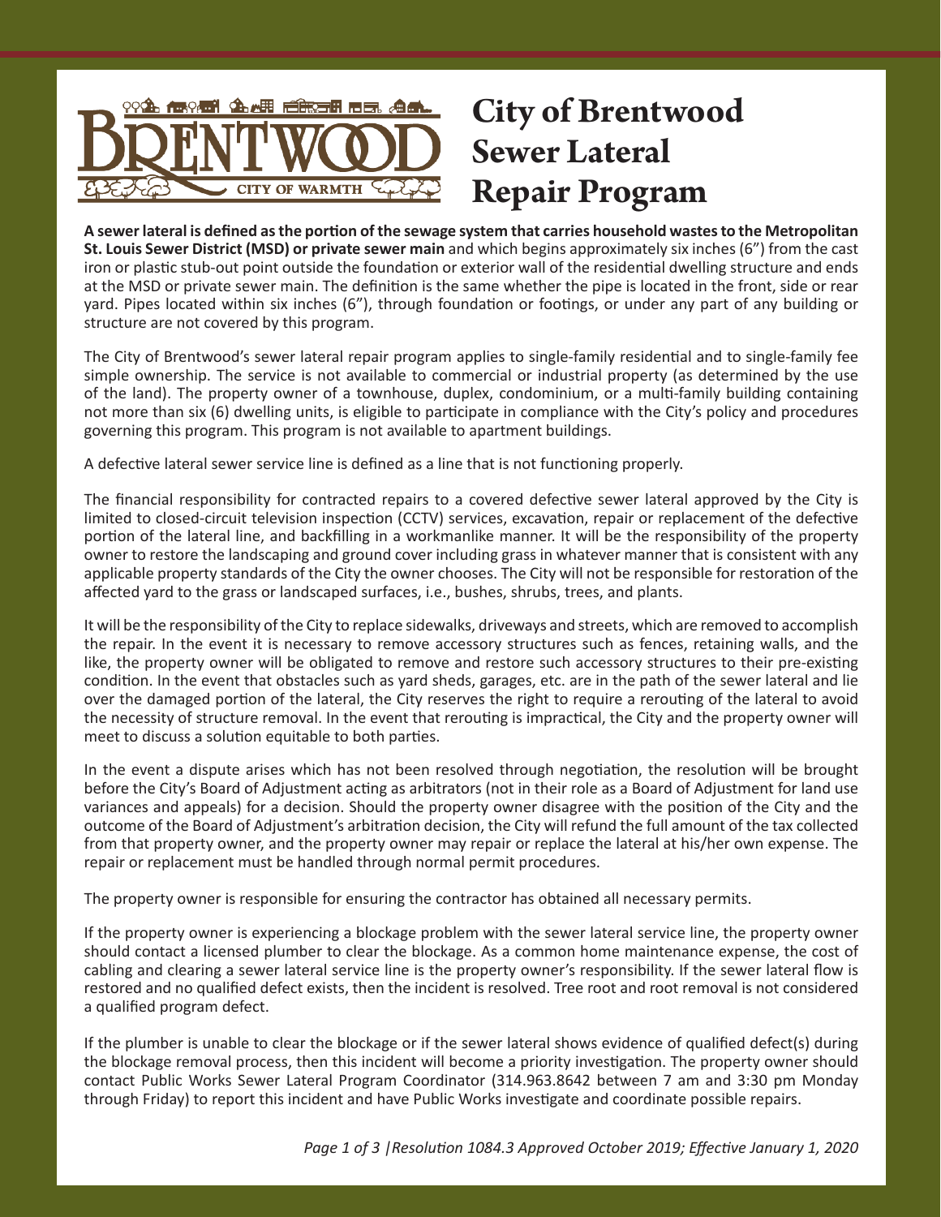# City of Brentwood Sewer Lateral Repair Program

**A sewer lateral is defined as the portion of the sewage system that carries household wastes to the Metropolitan St. Louis Sewer District (MSD) or private sewer main** and which begins approximately six inches (6") from the cast iron or plastic stub-out point outside the foundation or exterior wall of the residential dwelling structure and ends at the MSD or private sewer main. The definition is the same whether the pipe is located in the front, side or rear yard. Pipes located within six inches (6"), through foundation or footings, or under any part of any building or structure are not covered by this program.

The City of Brentwood's sewer lateral repair program applies to single-family residential and to single-family fee simple ownership. The service is not available to commercial or industrial property (as determined by the use of the land). The property owner of a townhouse, duplex, condominium, or a multi-family building containing not more than six (6) dwelling units, is eligible to participate in compliance with the City's policy and procedures governing this program. This program is not available to apartment buildings.

A defective lateral sewer service line is defined as a line that is not functioning properly.

The financial responsibility for contracted repairs to a covered defective sewer lateral approved by the City is limited to closed-circuit television inspection (CCTV) services, excavation, repair or replacement of the defective portion of the lateral line, and backfilling in a workmanlike manner. It will be the responsibility of the property owner to restore the landscaping and ground cover including grass in whatever manner that is consistent with any applicable property standards of the City the owner chooses. The City will not be responsible for restoration of the affected yard to the grass or landscaped surfaces, i.e., bushes, shrubs, trees, and plants.

It will be the responsibility of the City to replace sidewalks, driveways and streets, which are removed to accomplish the repair. In the event it is necessary to remove accessory structures such as fences, retaining walls, and the like, the property owner will be obligated to remove and restore such accessory structures to their pre-existing condition. In the event that obstacles such as yard sheds, garages, etc. are in the path of the sewer lateral and lie over the damaged portion of the lateral, the City reserves the right to require a rerouting of the lateral to avoid the necessity of structure removal. In the event that rerouting is impractical, the City and the property owner will meet to discuss a solution equitable to both parties.

In the event a dispute arises which has not been resolved through negotiation, the resolution will be brought before the City's Board of Adjustment acting as arbitrators (not in their role as a Board of Adjustment for land use variances and appeals) for a decision. Should the property owner disagree with the position of the City and the outcome of the Board of Adjustment's arbitration decision, the City will refund the full amount of the tax collected from that property owner, and the property owner may repair or replace the lateral at his/her own expense. The repair or replacement must be handled through normal permit procedures.

The property owner is responsible for ensuring the contractor has obtained all necessary permits.

If the property owner is experiencing a blockage problem with the sewer lateral service line, the property owner should contact a licensed plumber to clear the blockage. As a common home maintenance expense, the cost of cabling and clearing a sewer lateral service line is the property owner's responsibility. If the sewer lateral flow is restored and no qualified defect exists, then the incident is resolved. Tree root and root removal is not considered a qualified program defect.

If the plumber is unable to clear the blockage or if the sewer lateral shows evidence of qualified defect(s) during the blockage removal process, then this incident will become a priority investigation. The property owner should contact Public Works Sewer Lateral Program Coordinator (314.963.8642 between 7 am and 3:30 pm Monday through Friday) to report this incident and have Public Works investigate and coordinate possible repairs.

*Resolution 1084.3 Approved October 2019; Effective January 1, 2020*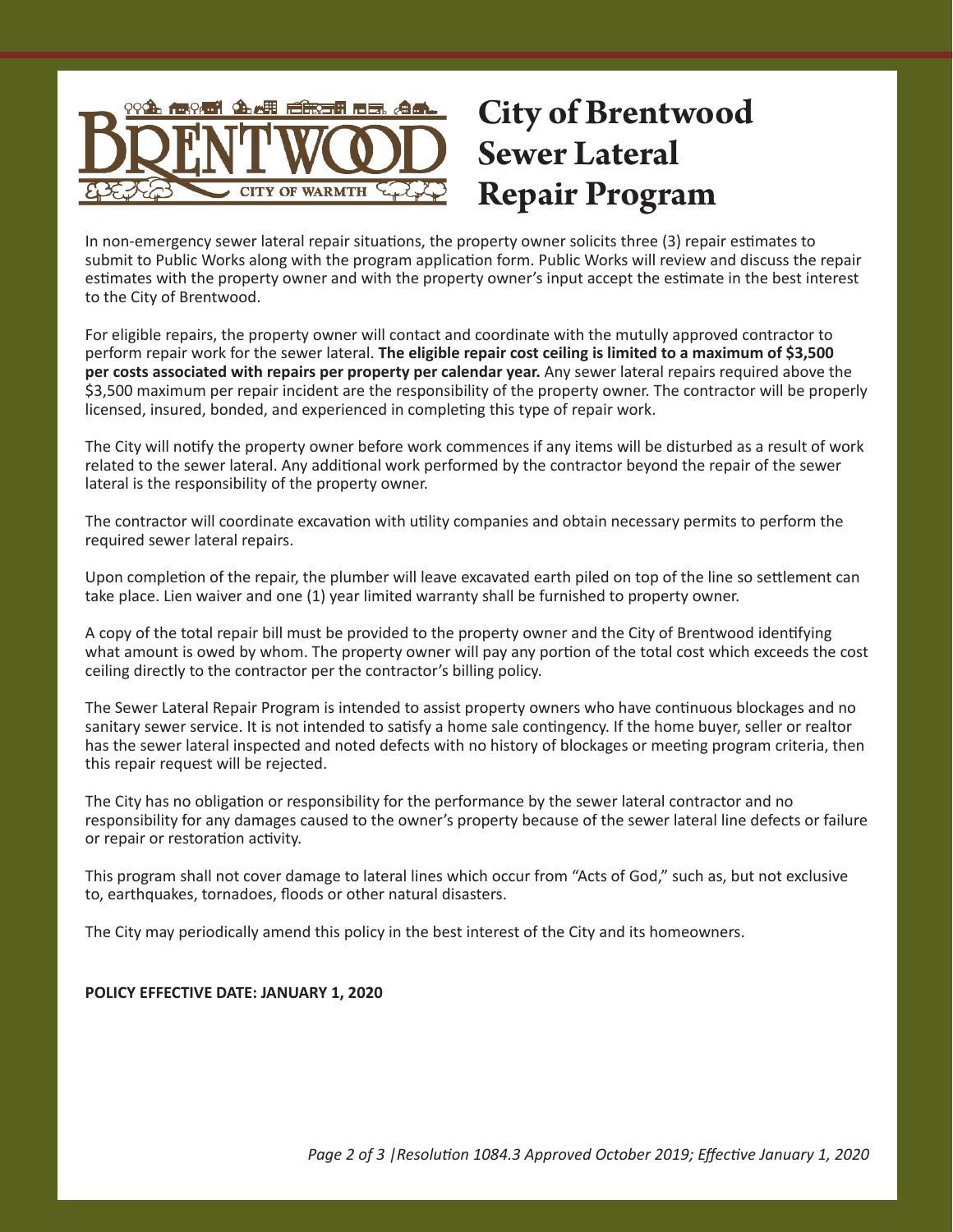# City of Brentwood Sewer Lateral Repair Program

In non-emergency sewer lateral repair situations, the property owner solicits three (3) repair estimates to submit to Public Works along with the program application form. Public Works will review and discuss the repair estimates with the property owner and with the property owner's input accept the estimate in the best interest to the City of Brentwood.

For eligible repairs, the property owner will contact and coordinate with the mutully approved contractor to perform repair work for the sewer lateral. **The eligible repair cost ceiling is limited to a maximum of $3,500 per costs associated with repairs per property per calendar year.** Any sewer lateral repairs required above the $3,500 maximum per repair incident are the responsibility of the property owner. The contractor will be properly licensed, insured, bonded, and experienced in completing this type of repair work.

The City will notify the property owner before work commences if any items will be disturbed as a result of work related to the sewer lateral. Any additional work performed by the contractor beyond the repair of the sewer lateral is the responsibility of the property owner.

The contractor will coordinate excavation with utility companies and obtain necessary permits to perform the required sewer lateral repairs.

Upon completion of the repair, the plumber will leave excavated earth piled on top of the line so settlement can take place. Lien waiver and one (1) year limited warranty shall be furnished to property owner.

A copy of the total repair bill must be provided to the property owner and the City of Brentwood identifying what amount is owed by whom. The property owner will pay any portion of the total cost which exceeds the cost ceiling directly to the contractor per the contractor's billing policy.

The Sewer Lateral Repair Program is intended to assist property owners who have continuous blockages and no sanitary sewer service. It is not intended to satisfy a home sale contingency. If the home buyer, seller or realtor has the sewer lateral inspected and noted defects with no history of blockages or meeting program criteria, then this repair request will be rejected.

The City has no obligation or responsibility for the performance by the sewer lateral contractor and no responsibility for any damages caused to the owner's property because of the sewer lateral line defects or failure or repair or restoration activity.

This program shall not cover damage to lateral lines which occur from "Acts of God," such as, but not exclusive to, earthquakes, tornadoes, floods or other natural disasters.

The City may periodically amend this policy in the best interest of the City and its homeowners.

**POLICY EFFECTIVE DATE: JANUARY 1, 2020**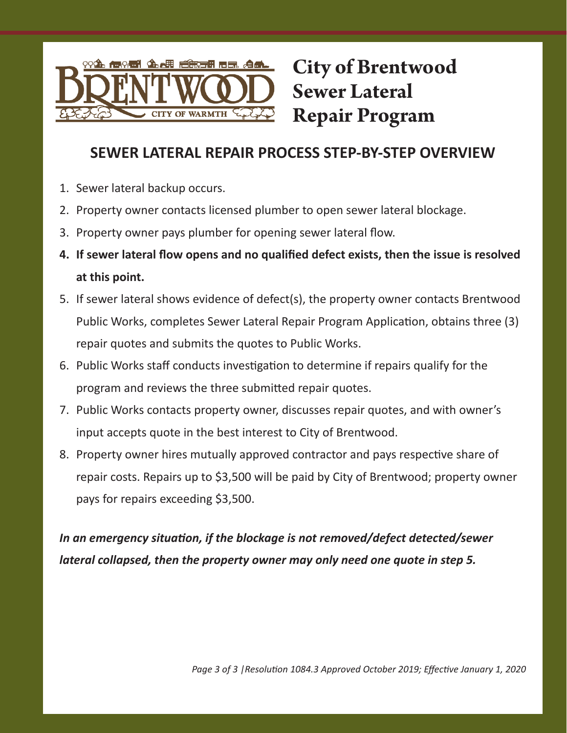# City of Brentwood Sewer Lateral Repair Program

## SEWER LATERAL REPAIR PROCESS STEP-BY-STEP OVERVIEW

1. Sewer lateral backup occurs.
2. Property owner contacts licensed plumber to open sewer lateral blockage.
3. Property owner pays plumber for opening sewer lateral flow.
4. **If sewer lateral flow opens and no qualified defect exists, then the issue is resolved at this point.**
5. If sewer lateral shows evidence of defect(s), the property owner contacts Brentwood Public Works, completes Sewer Lateral Repair Program Application, obtains three (3) repair quotes and submits the quotes to Public Works.
6. Public Works staff conducts investigation to determine if repairs qualify for the program and reviews the three submitted repair quotes.
7. Public Works contacts property owner, discusses repair quotes, and with owner's input accepts quote in the best interest to City of Brentwood.
8. Property owner hires mutually approved contractor and pays respective share of repair costs. Repairs up to $3,500 will be paid by City of Brentwood; property owner pays for repairs exceeding $3,500.

***In an emergency situation, if the blockage is not removed/defect detected/sewer lateral collapsed, then the property owner may only need one quote in step 5.***

*Resolution 1084.3 Approved October 2019; Effective January 1, 2020*